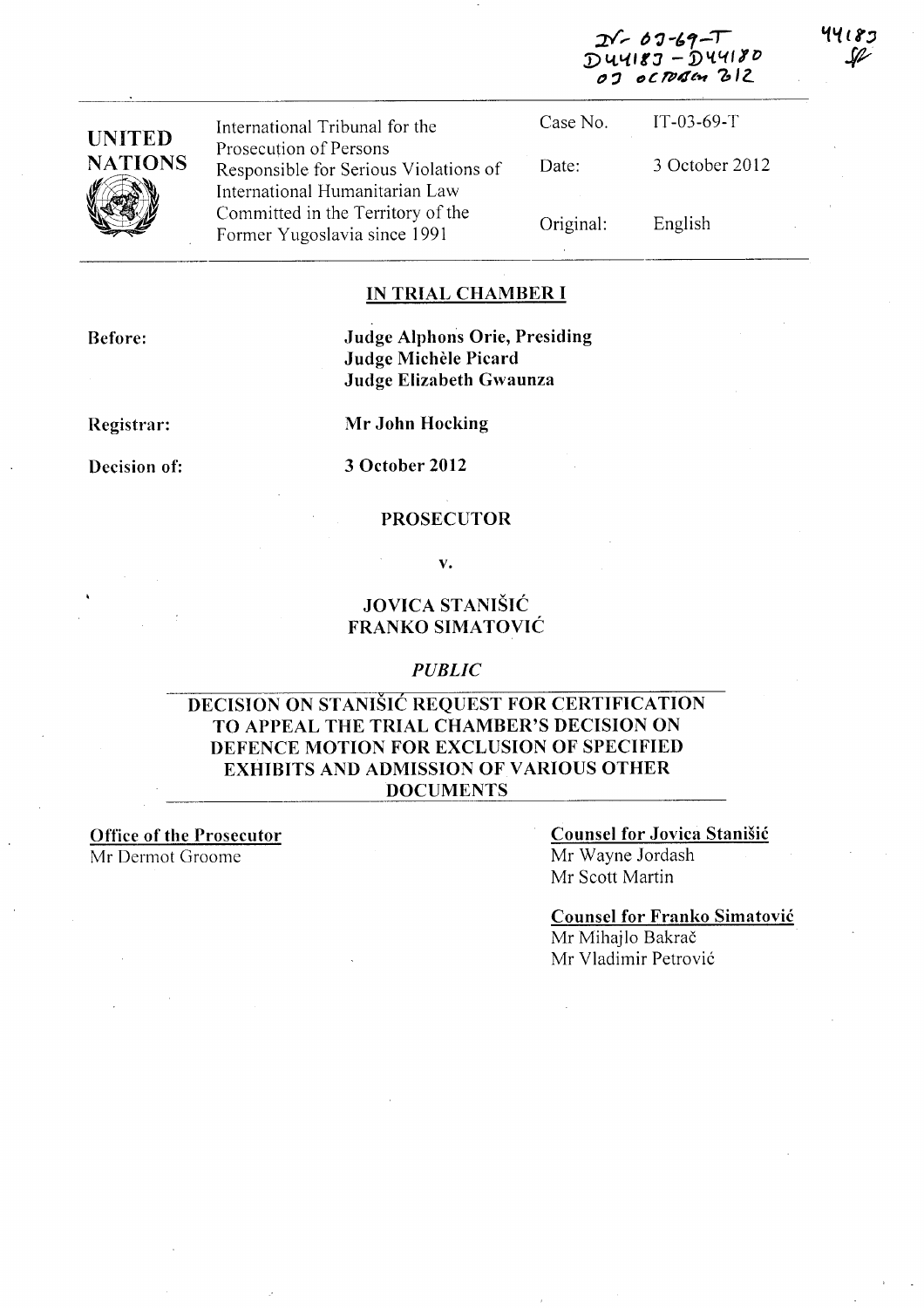IT-03-69-T
D44183 - D44180
03 OCTOBER 2012

44183

| UNITED NATIONS | International Tribunal for the Prosecution of Persons Responsible for Serious Violations of International Humanitarian Law Committed in the Territory of the Former Yugoslavia since 1991 | Case No. | IT-03-69-T |
|---|---|---|---|
| | | Date: | 3 October 2012 |
| | | Original: | English |

## IN TRIAL CHAMBER I

**Before:**

**Judge Alphons Orie, Presiding**
**Judge Michèle Picard**
**Judge Elizabeth Gwaunza**

**Registrar:**

**Mr John Hocking**

**Decision of:**

**3 October 2012**

**PROSECUTOR**

**v.**

**JOVICA STANIŠIĆ**
**FRANKO SIMATOVIĆ**

***PUBLIC***

## DECISION ON STANIŠIĆ REQUEST FOR CERTIFICATION TO APPEAL THE TRIAL CHAMBER'S DECISION ON DEFENCE MOTION FOR EXCLUSION OF SPECIFIED EXHIBITS AND ADMISSION OF VARIOUS OTHER DOCUMENTS

**Office of the Prosecutor**
Mr Dermot Groome

**Counsel for Jovica Stanišić**
Mr Wayne Jordash
Mr Scott Martin

**Counsel for Franko Simatović**
Mr Mihajlo Bakrač
Mr Vladimir Petrović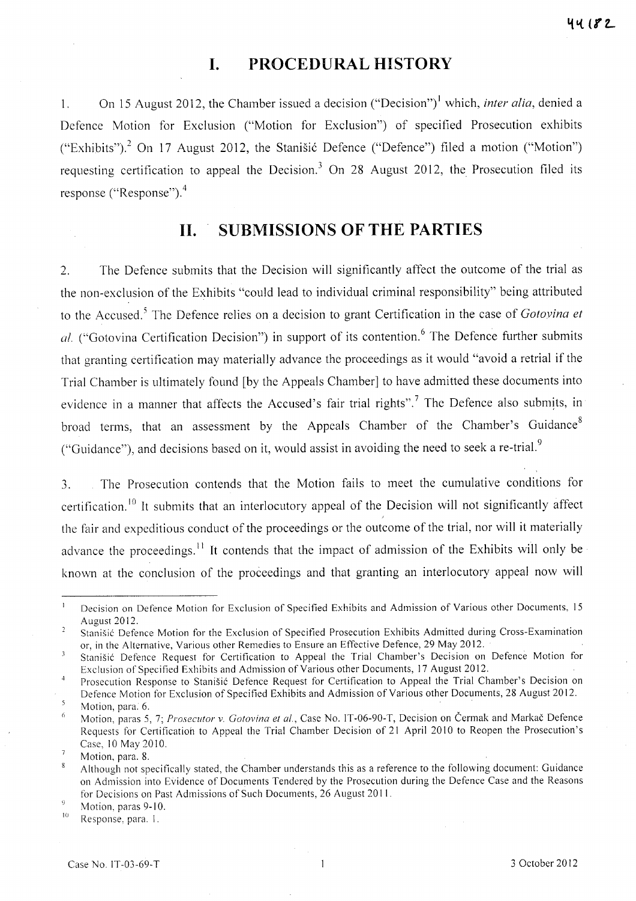# I. PROCEDURAL HISTORY

1. On 15 August 2012, the Chamber issued a decision ("Decision")[1] which, *inter alia*, denied a Defence Motion for Exclusion ("Motion for Exclusion") of specified Prosecution exhibits ("Exhibits").[2] On 17 August 2012, the Stanišić Defence ("Defence") filed a motion ("Motion") requesting certification to appeal the Decision.[3] On 28 August 2012, the Prosecution filed its response ("Response").[4]

# II. SUBMISSIONS OF THE PARTIES

2. The Defence submits that the Decision will significantly affect the outcome of the trial as the non-exclusion of the Exhibits "could lead to individual criminal responsibility" being attributed to the Accused.[5] The Defence relies on a decision to grant Certification in the case of *Gotovina et al.* ("Gotovina Certification Decision") in support of its contention.[6] The Defence further submits that granting certification may materially advance the proceedings as it would "avoid a retrial if the Trial Chamber is ultimately found [by the Appeals Chamber] to have admitted these documents into evidence in a manner that affects the Accused's fair trial rights".[7] The Defence also submits, in broad terms, that an assessment by the Appeals Chamber of the Chamber's Guidance[8] ("Guidance"), and decisions based on it, would assist in avoiding the need to seek a re-trial.[9]

3. The Prosecution contends that the Motion fails to meet the cumulative conditions for certification.[10] It submits that an interlocutory appeal of the Decision will not significantly affect the fair and expeditious conduct of the proceedings or the outcome of the trial, nor will it materially advance the proceedings.[11] It contends that the impact of admission of the Exhibits will only be known at the conclusion of the proceedings and that granting an interlocutory appeal now will

---

[1] Decision on Defence Motion for Exclusion of Specified Exhibits and Admission of Various other Documents, 15 August 2012.

[2] Stanišić Defence Motion for the Exclusion of Specified Prosecution Exhibits Admitted during Cross-Examination or, in the Alternative, Various other Remedies to Ensure an Effective Defence, 29 May 2012.

[3] Stanišić Defence Request for Certification to Appeal the Trial Chamber's Decision on Defence Motion for Exclusion of Specified Exhibits and Admission of Various other Documents, 17 August 2012.

[4] Prosecution Response to Stanišić Defence Request for Certification to Appeal the Trial Chamber's Decision on Defence Motion for Exclusion of Specified Exhibits and Admission of Various other Documents, 28 August 2012.

[5] Motion, para. 6.

[6] Motion, paras 5, 7; *Prosecutor v. Gotovina et al.*, Case No. IT-06-90-T, Decision on Čermak and Markač Defence Requests for Certification to Appeal the Trial Chamber Decision of 21 April 2010 to Reopen the Prosecution's Case, 10 May 2010.

[7] Motion, para. 8.

[8] Although not specifically stated, the Chamber understands this as a reference to the following document: Guidance on Admission into Evidence of Documents Tendered by the Prosecution during the Defence Case and the Reasons for Decisions on Past Admissions of Such Documents, 26 August 2011.

[9] Motion, paras 9-10.

[10] Response, para. 1.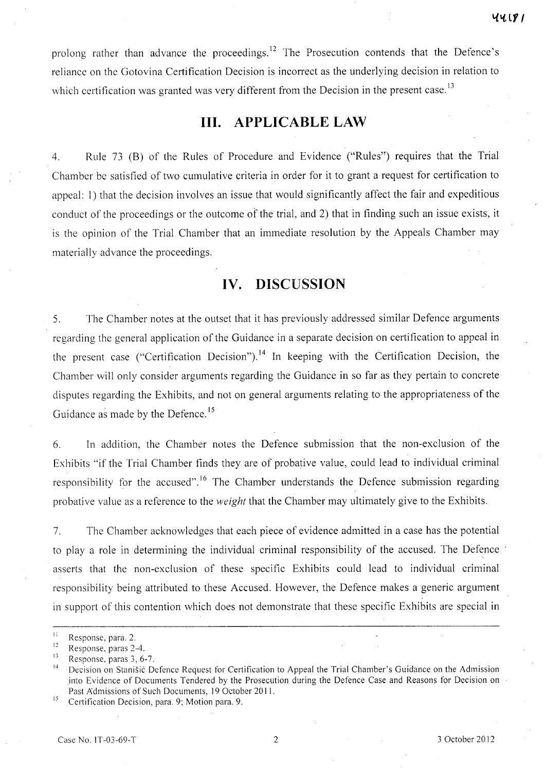prolong rather than advance the proceedings.[12] The Prosecution contends that the Defence's reliance on the Gotovina Certification Decision is incorrect as the underlying decision in relation to which certification was granted was very different from the Decision in the present case.[13]

## III. APPLICABLE LAW

4. Rule 73 (B) of the Rules of Procedure and Evidence ("Rules") requires that the Trial Chamber be satisfied of two cumulative criteria in order for it to grant a request for certification to appeal: 1) that the decision involves an issue that would significantly affect the fair and expeditious conduct of the proceedings or the outcome of the trial, and 2) that in finding such an issue exists, it is the opinion of the Trial Chamber that an immediate resolution by the Appeals Chamber may materially advance the proceedings.

## IV. DISCUSSION

5. The Chamber notes at the outset that it has previously addressed similar Defence arguments regarding the general application of the Guidance in a separate decision on certification to appeal in the present case ("Certification Decision").[14] In keeping with the Certification Decision, the Chamber will only consider arguments regarding the Guidance in so far as they pertain to concrete disputes regarding the Exhibits, and not on general arguments relating to the appropriateness of the Guidance as made by the Defence.[15]

6. In addition, the Chamber notes the Defence submission that the non-exclusion of the Exhibits "if the Trial Chamber finds they are of probative value, could lead to individual criminal responsibility for the accused".[16] The Chamber understands the Defence submission regarding probative value as a reference to the *weight* that the Chamber may ultimately give to the Exhibits.

7. The Chamber acknowledges that each piece of evidence admitted in a case has the potential to play a role in determining the individual criminal responsibility of the accused. The Defence asserts that the non-exclusion of these specific Exhibits could lead to individual criminal responsibility being attributed to these Accused. However, the Defence makes a generic argument in support of this contention which does not demonstrate that these specific Exhibits are special in

---

[11] Response, para. 2.

[12] Response, paras 2-4.

[13] Response, paras 3, 6-7.

[14] Decision on Stanišić Defence Request for Certification to Appeal the Trial Chamber's Guidance on the Admission into Evidence of Documents Tendered by the Prosecution during the Defence Case and Reasons for Decision on Past Admissions of Such Documents, 19 October 2011.

[15] Certification Decision, para. 9; Motion para. 9.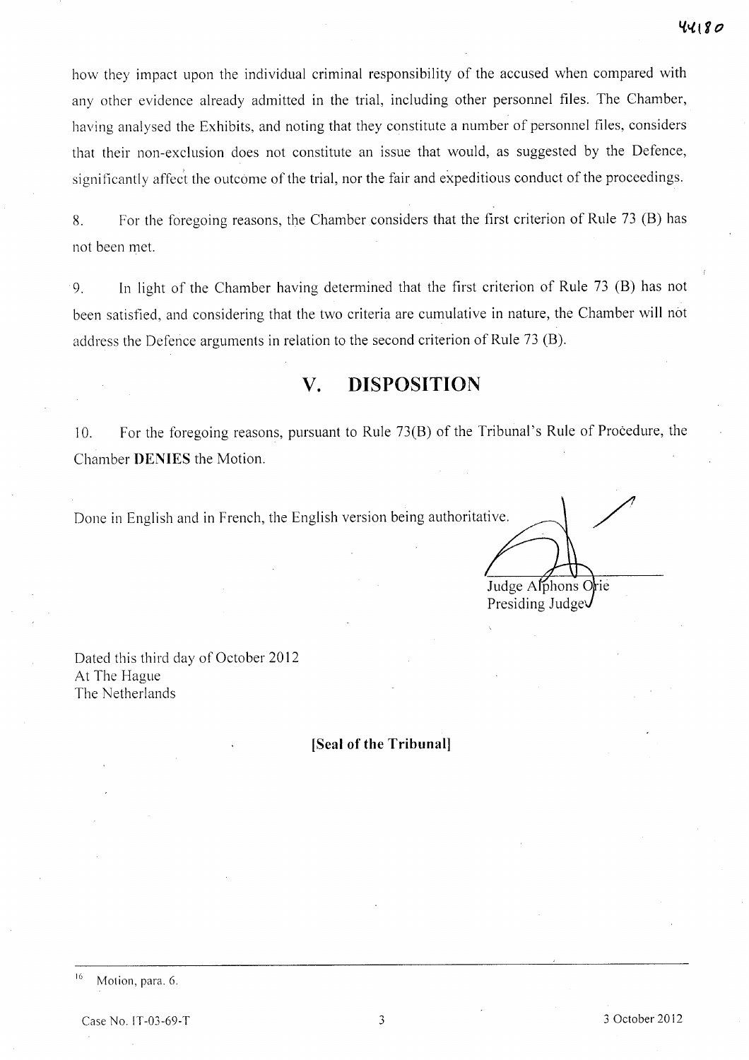how they impact upon the individual criminal responsibility of the accused when compared with any other evidence already admitted in the trial, including other personnel files. The Chamber, having analysed the Exhibits, and noting that they constitute a number of personnel files, considers that their non-exclusion does not constitute an issue that would, as suggested by the Defence, significantly affect the outcome of the trial, nor the fair and expeditious conduct of the proceedings.

8. For the foregoing reasons, the Chamber considers that the first criterion of Rule 73 (B) has not been met.

9. In light of the Chamber having determined that the first criterion of Rule 73 (B) has not been satisfied, and considering that the two criteria are cumulative in nature, the Chamber will not address the Defence arguments in relation to the second criterion of Rule 73 (B).

## V. DISPOSITION

10. For the foregoing reasons, pursuant to Rule 73(B) of the Tribunal's Rule of Procedure, the Chamber **DENIES** the Motion.

Done in English and in French, the English version being authoritative.

Judge Alphons Orie
Presiding Judge

Dated this third day of October 2012
At The Hague
The Netherlands

**[Seal of the Tribunal]**

---

[16] Motion, para. 6.